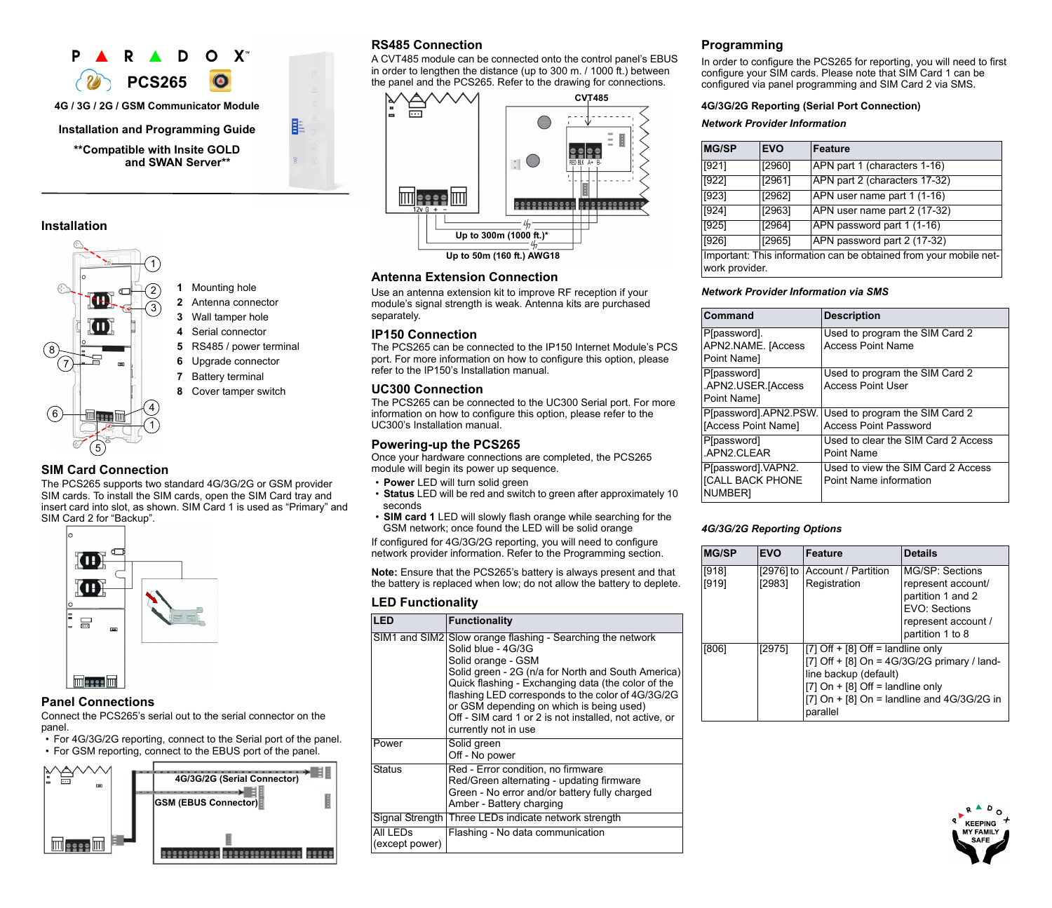# PARADOX PCS265

4G / 3G / 2G / GSM Communicator Module

**Installation and Programming Guide**

**Compatible with Insite GOLD and SWAN Server**

## Installation

1. Mounting hole
2. Antenna connector
3. Wall tamper hole
4. Serial connector
5. RS485 / power terminal
6. Upgrade connector
7. Battery terminal
8. Cover tamper switch

## SIM Card Connection

The PCS265 supports two standard 4G/3G/2G or GSM provider SIM cards. To install the SIM cards, open the SIM Card tray and insert card into slot, as shown. SIM Card 1 is used as "Primary" and SIM Card 2 for "Backup".

## Panel Connections

Connect the PCS265's serial out to the serial connector on the panel.

- For 4G/3G/2G reporting, connect to the Serial port of the panel.
- For GSM reporting, connect to the EBUS port of the panel.

4G/3G/2G (Serial Connector)

GSM (EBUS Connector)

## RS485 Connection

A CVT485 module can be connected onto the control panel's EBUS in order to lengthen the distance (up to 300 m. / 1000 ft.) between the panel and the PCS265. Refer to the drawing for connections.

CVT485

Up to 300m (1000 ft.)*

Up to 50m (160 ft.) AWG18

## Antenna Extension Connection

Use an antenna extension kit to improve RF reception if your module's signal strength is weak. Antenna kits are purchased separately.

## IP150 Connection

The PCS265 can be connected to the IP150 Internet Module's PCS port. For more information on how to configure this option, please refer to the IP150's Installation manual.

## UC300 Connection

The PCS265 can be connected to the UC300 Serial port. For more information on how to configure this option, please refer to the UC300's Installation manual.

## Powering-up the PCS265

Once your hardware connections are completed, the PCS265 module will begin its power up sequence.

- **Power** LED will turn solid green
- **Status** LED will be red and switch to green after approximately 10 seconds
- **SIM card 1** LED will slowly flash orange while searching for the GSM network; once found the LED will be solid orange

If configured for 4G/3G/2G reporting, you will need to configure network provider information. Refer to the Programming section.

**Note:** Ensure that the PCS265's battery is always present and that the battery is replaced when low; do not allow the battery to deplete.

## LED Functionality

| LED | Functionality |
|---|---|
| SIM1 and SIM2 | Slow orange flashing - Searching the network<br>Solid blue - 4G/3G<br>Solid orange - GSM<br>Solid green - 2G (n/a for North and South America)<br>Quick flashing - Exchanging data (the color of the flashing LED corresponds to the color of 4G/3G/2G or GSM depending on which is being used)<br>Off - SIM card 1 or 2 is not installed, not active, or currently not in use |
| Power | Solid green<br>Off - No power |
| Status | Red - Error condition, no firmware<br>Red/Green alternating - updating firmware<br>Green - No error and/or battery fully charged<br>Amber - Battery charging |
| Signal Strength | Three LEDs indicate network strength |
| All LEDs (except power) | Flashing - No data communication |

## Programming

In order to configure the PCS265 for reporting, you will need to first configure your SIM cards. Please note that SIM Card 1 can be configured via panel programming and SIM Card 2 via SMS.

### 4G/3G/2G Reporting (Serial Port Connection)

***Network Provider Information***

| MG/SP | EVO | Feature |
|---|---|---|
| [921] | [2960] | APN part 1 (characters 1-16) |
| [922] | [2961] | APN part 2 (characters 17-32) |
| [923] | [2962] | APN user name part 1 (1-16) |
| [924] | [2963] | APN user name part 2 (17-32) |
| [925] | [2964] | APN password part 1 (1-16) |
| [926] | [2965] | APN password part 2 (17-32) |
| Important: This information can be obtained from your mobile network provider. | | |

***Network Provider Information via SMS***

| Command | Description |
|---|---|
| P[password]. APN2.NAME. [Access Point Name] | Used to program the SIM Card 2 Access Point Name |
| P[password] .APN2.USER.[Access Point Name] | Used to program the SIM Card 2 Access Point User |
| P[password].APN2.PSW. [Access Point Name] | Used to program the SIM Card 2 Access Point Password |
| P[password] .APN2.CLEAR | Used to clear the SIM Card 2 Access Point Name |
| P[password].VAPN2. [CALL BACK PHONE NUMBER] | Used to view the SIM Card 2 Access Point Name information |

***4G/3G/2G Reporting Options***

| MG/SP | EVO | Feature | Details |
|---|---|---|---|
| [918]<br>[919] | [2976] to [2983] | Account / Partition Registration | MG/SP: Sections represent account/ partition 1 and 2<br>EVO: Sections represent account / partition 1 to 8 |
| [806] | [2975] | [7] Off + [8] Off = landline only<br>[7] Off + [8] On = 4G/3G/2G primary / landline backup (default)<br>[7] On + [8] Off = landline only<br>[7] On + [8] On = landline and 4G/3G/2G in parallel | |

PARADOX KEEPING MY FAMILY SAFE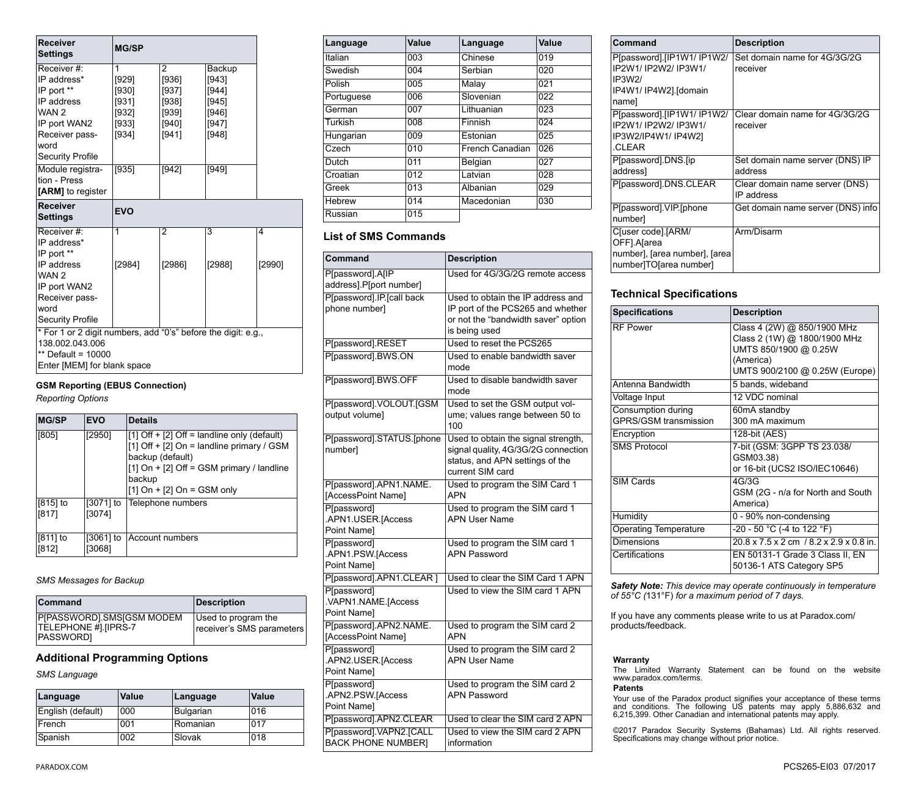| Receiver Settings | MG/SP | | | |
|---|---|---|---|---|
| Receiver #:<br>IP address*<br>IP port **<br>IP address<br>WAN 2<br>IP port WAN2<br>Receiver password<br>Security Profile | 1<br>[929]<br>[930]<br>[931]<br>[932]<br>[933]<br>[934] | 2<br>[936]<br>[937]<br>[938]<br>[939]<br>[940]<br>[941] | Backup<br>[943]<br>[944]<br>[945]<br>[946]<br>[947]<br>[948] | |
| Module registration - Press **[ARM]** to register | [935] | [942] | [949] | |
| **Receiver Settings** | **EVO** | | | |
| Receiver #:<br>IP address*<br>IP port **<br>IP address<br>WAN 2<br>IP port WAN2<br>Receiver password<br>Security Profile | 1<br><br><br>[2984] | 2<br><br><br>[2986] | 3<br><br><br>[2988] | 4<br><br><br>[2990] |

\* For 1 or 2 digit numbers, add "0's" before the digit: e.g., 138.002.043.006
** Default = 10000
Enter [MEM] for blank space

**GSM Reporting (EBUS Connection)**

*Reporting Options*

| MG/SP | EVO | Details |
|---|---|---|
| [805] | [2950] | [1] Off + [2] Off = landline only (default)<br>[1] Off + [2] On = landline primary / GSM backup (default)<br>[1] On + [2] Off = GSM primary / landline backup<br>[1] On + [2] On = GSM only |
| [815] to [817] | [3071] to [3074] | Telephone numbers |
| [811] to [812] | [3061] to [3068] | Account numbers |

*SMS Messages for Backup*

| Command | Description |
|---|---|
| P[PASSWORD].SMS[GSM MODEM TELEPHONE #].[IPRS-7 PASSWORD] | Used to program the receiver's SMS parameters |

## Additional Programming Options

*SMS Language*

| Language | Value | Language | Value |
|---|---|---|---|
| English (default) | 000 | Bulgarian | 016 |
| French | 001 | Romanian | 017 |
| Spanish | 002 | Slovak | 018 |
| Italian | 003 | Chinese | 019 |
| Swedish | 004 | Serbian | 020 |
| Polish | 005 | Malay | 021 |
| Portuguese | 006 | Slovenian | 022 |
| German | 007 | Lithuanian | 023 |
| Turkish | 008 | Finnish | 024 |
| Hungarian | 009 | Estonian | 025 |
| Czech | 010 | French Canadian | 026 |
| Dutch | 011 | Belgian | 027 |
| Croatian | 012 | Latvian | 028 |
| Greek | 013 | Albanian | 029 |
| Hebrew | 014 | Macedonian | 030 |
| Russian | 015 | | |

### List of SMS Commands

| Command | Description |
|---|---|
| P[password].A[IP address].P[port number] | Used for 4G/3G/2G remote access |
| P[password].IP.[call back phone number] | Used to obtain the IP address and IP port of the PCS265 and whether or not the "bandwidth saver" option is being used |
| P[password].RESET | Used to reset the PCS265 |
| P[password].BWS.ON | Used to enable bandwidth saver mode |
| P[password].BWS.OFF | Used to disable bandwidth saver mode |
| P[password].VOLOUT.[GSM output volume] | Used to set the GSM output volume; values range between 50 to 100 |
| P[password].STATUS.[phone number] | Used to obtain the signal strength, signal quality, 4G/3G/2G connection status, and APN settings of the current SIM card |
| P[password].APN1.NAME.[AccessPoint Name] | Used to program the SIM Card 1 APN |
| P[password].APN1.USER.[Access Point Name] | Used to program the SIM card 1 APN User Name |
| P[password].APN1.PSW.[Access Point Name] | Used to program the SIM card 1 APN Password |
| P[password].APN1.CLEAR ] | Used to clear the SIM Card 1 APN |
| P[password].VAPN1.NAME.[Access Point Name] | Used to view the SIM card 1 APN |
| P[password].APN2.NAME.[AccessPoint Name] | Used to program the SIM card 2 APN |
| P[password].APN2.USER.[Access Point Name] | Used to program the SIM card 2 APN User Name |
| P[password].APN2.PSW.[Access Point Name] | Used to program the SIM card 2 APN Password |
| P[password].APN2.CLEAR | Used to clear the SIM card 2 APN |
| P[password].VAPN2.[CALL BACK PHONE NUMBER] | Used to view the SIM card 2 APN information |
| P[password].[IP1W1/ IP1W2/ IP2W1/ IP2W2/ IP3W1/ IP3W2/ IP4W1/ IP4W2].[domain name] | Set domain name for 4G/3G/2G receiver |
| P[password].[IP1W1/ IP1W2/ IP2W1/ IP2W2/ IP3W1/ IP3W2/IP4W1/ IP4W2] .CLEAR | Clear domain name for 4G/3G/2G receiver |
| P[password].DNS.[ip address] | Set domain name server (DNS) IP address |
| P[password].DNS.CLEAR | Clear domain name server (DNS) IP address |
| P[password].VIP.[phone number] | Get domain name server (DNS) info |
| C[user code].[ARM/ OFF].A[area number], [area number], [area number]TO[area number] | Arm/Disarm |

### Technical Specifications

| Specifications | Description |
|---|---|
| RF Power | Class 4 (2W) @ 850/1900 MHz<br>Class 2 (1W) @ 1800/1900 MHz<br>UMTS 850/1900 @ 0.25W (America)<br>UMTS 900/2100 @ 0.25W (Europe) |
| Antenna Bandwidth | 5 bands, wideband |
| Voltage Input | 12 VDC nominal |
| Consumption during GPRS/GSM transmission | 60mA standby<br>300 mA maximum |
| Encryption | 128-bit (AES) |
| SMS Protocol | 7-bit (GSM: 3GPP TS 23.038/ GSM03.38)<br>or 16-bit (UCS2 ISO/IEC10646) |
| SIM Cards | 4G/3G<br>GSM (2G - n/a for North and South America) |
| Humidity | 0 - 90% non-condensing |
| Operating Temperature | -20 - 50 °C (-4 to 122 °F) |
| Dimensions | 20.8 x 7.5 x 2 cm / 8.2 x 2.9 x 0.8 in. |
| Certifications | EN 50131-1 Grade 3 Class II, EN 50136-1 ATS Category SP5 |

***Safety Note:*** *This device may operate continuously in temperature of 55°C (*131°F*) for a maximum period of 7 days.*

If you have any comments please write to us at Paradox.com/ products/feedback.

**Warranty**

The Limited Warranty Statement can be found on the website www.paradox.com/terms.

**Patents**

Your use of the Paradox product signifies your acceptance of these terms and conditions. The following US patents may apply 5,886,632 and 6,215,399. Other Canadian and international patents may apply.

©2017 Paradox Security Systems (Bahamas) Ltd. All rights reserved. Specifications may change without prior notice.